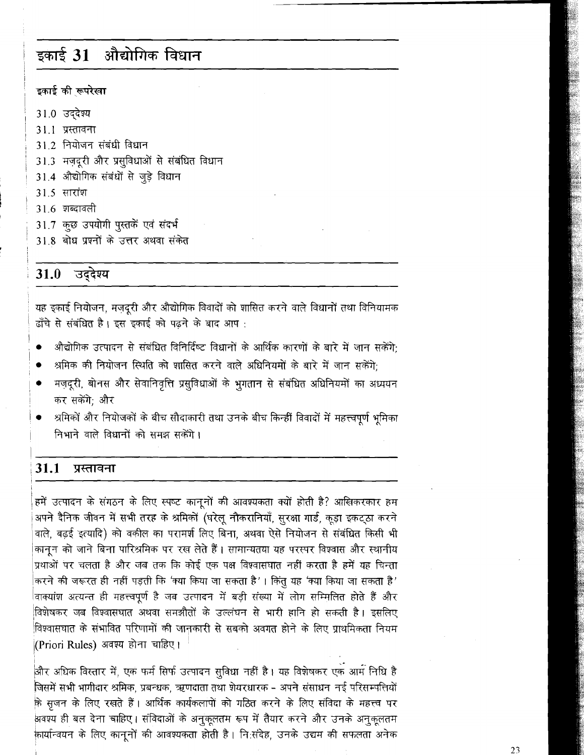# इकाई 31 औद्योगिक विधान

**इकाई की रूपरेखा**

31.0 उद्देश्य

31.1 प्रस्तावना

31.2 नियोजन संबंधी विधान

31.3 मज़दूरी और प्रसुविधाओं से संबंधित विधान

31.4 औद्योगिक संबंधों से जुड़े विधान

31.5 सारांश

31.6 शब्दावली

31.7 कुछ उपयोगी पुस्तकें एवं संदर्भ

31.8 बोध प्रश्नों के उत्तर अथवा संकेत

## 31.0 उद्देश्य

यह इकाई नियोजन, मज़दूरी और औद्योगिक विवादों को शासित करने वाले विधानों तथा विनियामक ढाँचे से संबंधित है। इस इकाई को पढ़ने के बाद आप :

- औद्योगिक उत्पादन से संबंधित विनिर्दिष्ट विधानों के आर्थिक कारणों के बारे में जान सकेंगे;
- श्रमिक की नियोजन स्थिति को शासित करने वाले अधिनियमों के बारे में जान सकेंगे;
- मज़दूरी, बोनस और सेवानिवृत्ति प्रसुविधाओं के भुगतान से संबंधित अधिनियमों का अध्ययन कर सकेंगे; और
- श्रमिकों और नियोजकों के बीच सौदाकारी तथा उनके बीच किन्हीं विवादों में महत्त्वपूर्ण भूमिका निभाने वाले विधानों को समझ सकेंगे।

## 31.1 प्रस्तावना

हमें उत्पादन के संगठन के लिए स्पष्ट कानूनों की आवश्यकता क्यों होती है? आखिरकार हम अपने दैनिक जीवन में सभी तरह के श्रमिकों (घरेलू नौकरानियाँ, सुरक्षा गार्ड, कूड़ा इकट्ठा करने वाले, बढ़ई इत्यादि) को वकील का परामर्श लिए बिना, अथवा ऐसे नियोजन से संबंधित किसी भी कानून को जाने बिना पारिश्रमिक पर रख लेते हैं। सामान्यतया यह परस्पर विश्वास और स्थानीय प्रथाओं पर चलता है और जब तक कि कोई एक पक्ष विश्वासघात नहीं करता है हमें यह चिन्ता करने की जरूरत ही नहीं पड़ती कि 'क्या किया जा सकता है'। किंतु यह 'क्या किया जा सकता है' वाक्यांश अत्यन्त ही महत्त्वपूर्ण है जब उत्पादन में बड़ी संख्या में लोग सम्मिलित होते हैं और विशेषकर जब विश्वासघात अथवा समझौतों के उल्लंघन से भारी हानि हो सकती है। इसलिए विश्वासघात के संभावित परिणामों की जानकारी से सबको अवगत होने के लिए प्राथमिकता नियम (Priori Rules) अवश्य होना चाहिए।

और अधिक विस्तार में, एक फर्म सिर्फ उत्पादन सुविधा नहीं है। यह विशेषकर एक आम निधि है जिसमें सभी भागीदार श्रमिक, प्रबन्धक, ऋणदाता तथा शेयरधारक - अपने संसाधन नई परिसम्पत्तियों के सृजन के लिए रखते हैं। आर्थिक कार्यकलापों को गठित करने के लिए संविदा के महत्त्व पर अवश्य ही बल देना चाहिए। संविदाओं के अनुकूलतम रूप में तैयार करने और उनके अनुकूलतम कार्यान्वयन के लिए कानूनों की आवश्यकता होती है। निःसंदेह, उनके उद्यम की सफलता अनेक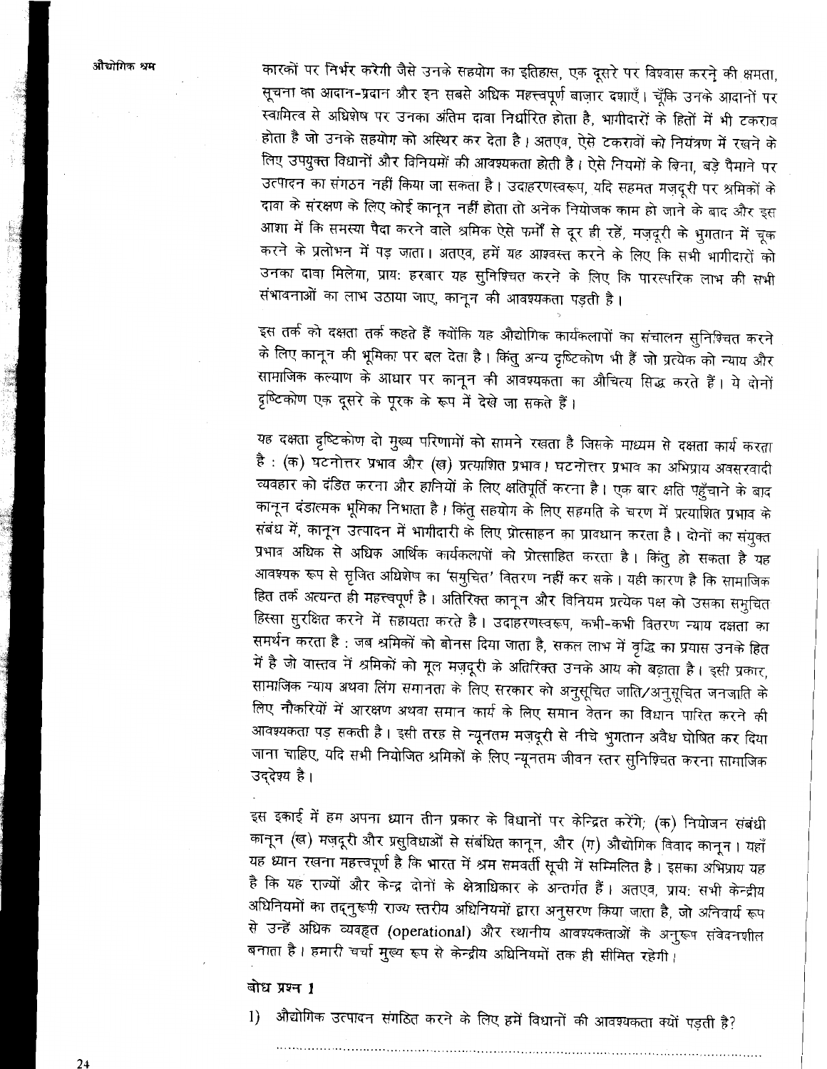कारकों पर निर्भर करेगी जैसे उनके सहयोग का इतिहास, एक दूसरे पर विश्वास करने की क्षमता, सूचना का आदान-प्रदान और इन सबसे अधिक महत्त्वपूर्ण बाज़ार दशाएँ। चूँकि उनके आदानों पर स्वामित्व से अधिशेष पर उनका अंतिम दावा निर्धारित होता है, भागीदारों के हितों में भी टकराव होता है जो उनके सहयोग को अस्थिर कर देता है। अतएव, ऐसे टकरावों को नियंत्रण में रखने के लिए उपयुक्त विधानों और विनियमों की आवश्यकता होती है। ऐसे नियमों के बिना, बड़े पैमाने पर उत्पादन का संगठन नहीं किया जा सकता है। उदाहरणस्वरूप, यदि सहमत मज़दूरी पर श्रमिकों के दावा के संरक्षण के लिए कोई कानून नहीं होता तो अनेक नियोजक काम हो जाने के बाद और इस आशा में कि समस्या पैदा करने वाले श्रमिक ऐसे फर्मों से दूर ही रहें, मज़दूरी के भुगतान में चूक करने के प्रलोभन में पड़ जाता। अतएव, हमें यह आश्वस्त करने के लिए कि सभी भागीदारों को उनका दावा मिलेगा, प्रायः हरबार यह सुनिश्चित करने के लिए कि पारस्परिक लाभ की सभी संभावनाओं का लाभ उठाया जाए, कानून की आवश्यकता पड़ती है।

इस तर्क को दक्षता तर्क कहते हैं क्योंकि यह औद्योगिक कार्यकलापों का संचालन सुनिश्चित करने के लिए कानून की भूमिका पर बल देता है। किंतु अन्य दृष्टिकोण भी हैं जो प्रत्येक को न्याय और सामाजिक कल्याण के आधार पर कानून की आवश्यकता का औचित्य सिद्ध करते हैं। ये दोनों दृष्टिकोण एक दूसरे के पूरक के रूप में देखे जा सकते हैं।

यह दक्षता दृष्टिकोण दो मुख्य परिणामों को सामने रखता है जिसके माध्यम से दक्षता कार्य करता है : (क) घटनोत्तर प्रभाव और (ख) प्रत्याशित प्रभाव। घटनोत्तर प्रभाव का अभिप्राय अवसरवादी व्यवहार को दंडित करना और हानियों के लिए क्षतिपूर्ति करना है। एक बार क्षति पहुँचाने के बाद कानून दंडात्मक भूमिका निभाता है। किंतु सहयोग के लिए सहमति के चरण में प्रत्याशित प्रभाव के संबंध में, कानून उत्पादन में भागीदारी के लिए प्रोत्साहन का प्रावधान करता है। दोनों का संयुक्त प्रभाव अधिक से अधिक आर्थिक कार्यकलापों को प्रोत्साहित करता है। किंतु हो सकता है यह आवश्यक रूप से सृजित अधिशेष का 'समुचित' वितरण नहीं कर सके। यही कारण है कि सामाजिक हित तर्क अत्यन्त ही महत्त्वपूर्ण है। अतिरिक्त कानून और विनियम प्रत्येक पक्ष को उसका समुचित हिस्सा सुरक्षित करने में सहायता करते है। उदाहरणस्वरूप, कभी-कभी वितरण न्याय दक्षता का समर्थन करता है : जब श्रमिकों को बोनस दिया जाता है, सकल लाभ में वृद्धि का प्रयास उनके हित में है जो वास्तव में श्रमिकों को मूल मज़दूरी के अतिरिक्त उनके आय को बढ़ाता है। इसी प्रकार, सामाजिक न्याय अथवा लिंग समानता के लिए सरकार को अनुसूचित जाति/अनुसूचित जनजाति के लिए नौकरियों में आरक्षण अथवा समान कार्य के लिए समान वेतन का विधान पारित करने की आवश्यकता पड़ सकती है। इसी तरह से न्यूनतम मज़दूरी से नीचे भुगतान अवैध घोषित कर दिया जाना चाहिए, यदि सभी नियोजित श्रमिकों के लिए न्यूनतम जीवन स्तर सुनिश्चित करना सामाजिक उद्देश्य है।

इस इकाई में हम अपना ध्यान तीन प्रकार के विधानों पर केन्द्रित करेंगे; (क) नियोजन संबंधी कानून (ख) मज़दूरी और प्रसुविधाओं से संबंधित कानून, और (ग) औद्योगिक विवाद कानून। यहाँ यह ध्यान रखना महत्त्वपूर्ण है कि भारत में श्रम समवर्ती सूची में सम्मिलित है। इसका अभिप्राय यह है कि यह राज्यों और केन्द्र दोनों के क्षेत्राधिकार के अन्तर्गत हैं। अतएव, प्रायः सभी केन्द्रीय अधिनियमों का तद्नुरूपी राज्य स्तरीय अधिनियमों द्वारा अनुसरण किया जाता है, जो अनिवार्य रूप से उन्हें अधिक व्यवहृत (operational) और स्थानीय आवश्यकताओं के अनुरूप संवेदनशील बनाता है। हमारी चर्चा मुख्य रूप से केन्द्रीय अधिनियमों तक ही सीमित रहेगी।

**बोध प्रश्न 1**

1) औद्योगिक उत्पादन संगठित करने के लिए हमें विधानों की आवश्यकता क्यों पड़ती है?

..........................................................................................................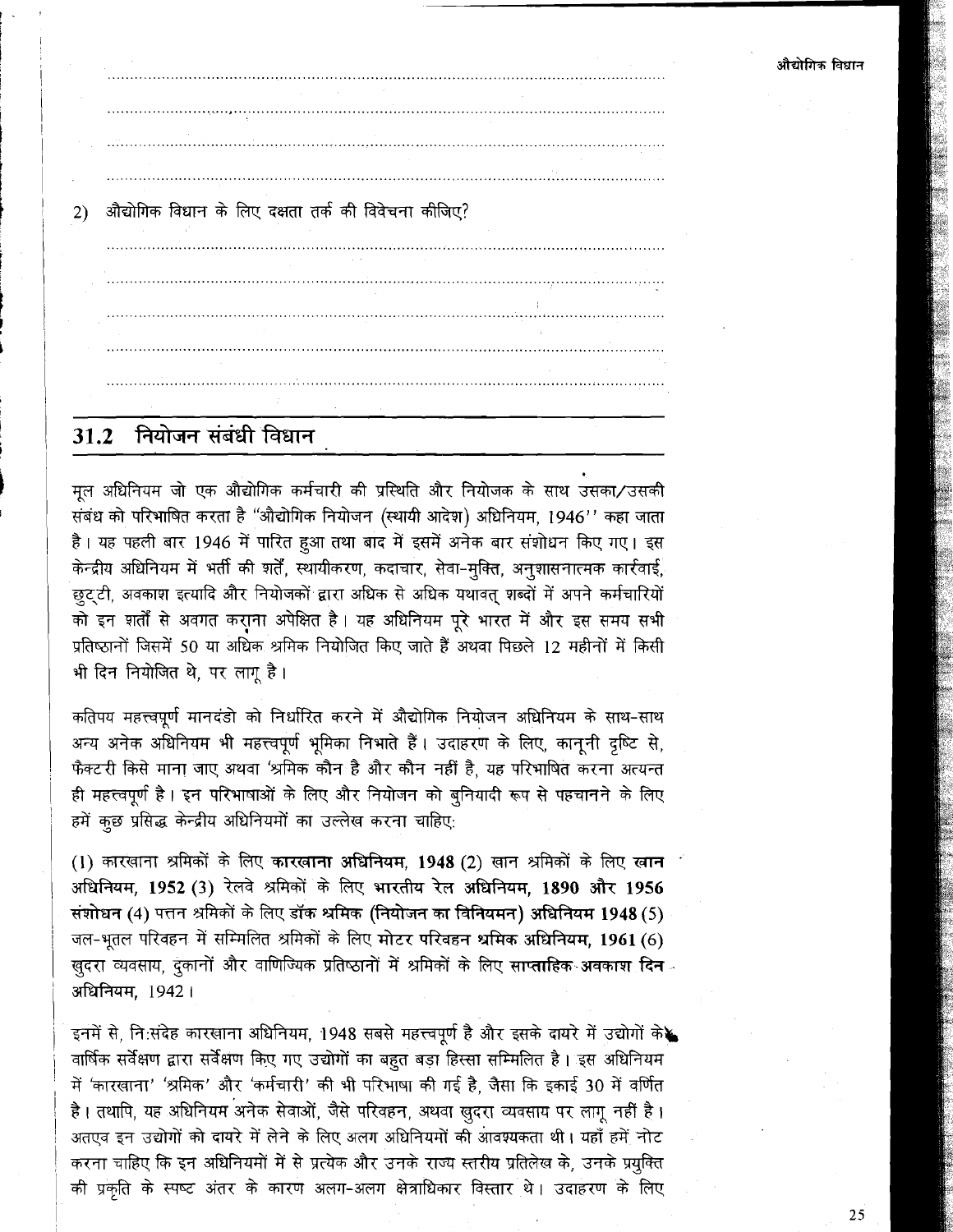2) औद्योगिक विधान के लिए दक्षता तर्क की विवेचना कीजिए?

## 31.2 नियोजन संबंधी विधान

मूल अधिनियम जो एक औद्योगिक कर्मचारी की प्रस्थिति और नियोजक के साथ उसका/उसकी संबंध को परिभाषित करता है "औद्योगिक नियोजन (स्थायी आदेश) अधिनियम, 1946" कहा जाता है। यह पहली बार 1946 में पारित हुआ तथा बाद में इसमें अनेक बार संशोधन किए गए। इस केन्द्रीय अधिनियम में भर्ती की शर्तें, स्थायीकरण, कदाचार, सेवा-मुक्ति, अनुशासनात्मक कार्रवाई, छुट्टी, अवकाश इत्यादि और नियोजकों द्वारा अधिक से अधिक यथावत् शब्दों में अपने कर्मचारियों को इन शर्तों से अवगत कराना अपेक्षित है। यह अधिनियम पूरे भारत में और इस समय सभी प्रतिष्ठानों जिसमें 50 या अधिक श्रमिक नियोजित किए जाते हैं अथवा पिछले 12 महीनों में किसी भी दिन नियोजित थे, पर लागू है।

कतिपय महत्त्वपूर्ण मानदंडो को निर्धारित करने में औद्योगिक नियोजन अधिनियम के साथ-साथ अन्य अनेक अधिनियम भी महत्त्वपूर्ण भूमिका निभाते हैं। उदाहरण के लिए, कानूनी दृष्टि से, फैक्टरी किसे माना जाए अथवा 'श्रमिक कौन है और कौन नहीं है, यह परिभाषित करना अत्यन्त ही महत्त्वपूर्ण है। इन परिभाषाओं के लिए और नियोजन को बुनियादी रूप से पहचानने के लिए हमें कुछ प्रसिद्ध केन्द्रीय अधिनियमों का उल्लेख करना चाहिए:

(1) कारखाना श्रमिकों के लिए **कारखाना अधिनियम, 1948** (2) खान श्रमिकों के लिए **खान अधिनियम, 1952** (3) रेलवे श्रमिकों के लिए **भारतीय रेल अधिनियम, 1890 और 1956 संशोधन** (4) पत्तन श्रमिकों के लिए **डॉक श्रमिक (नियोजन का विनियमन) अधिनियम 1948** (5) जल-भूतल परिवहन में सम्मिलित श्रमिकों के लिए **मोटर परिवहन श्रमिक अधिनियम, 1961** (6) खुदरा व्यवसाय, दुकानों और वाणिज्यिक प्रतिष्ठानों में श्रमिकों के लिए **साप्ताहिक अवकाश दिन अधिनियम,** 1942।

इनमें से, नि:संदेह कारखाना अधिनियम, 1948 सबसे महत्त्वपूर्ण है और इसके दायरे में उद्योगों के वार्षिक सर्वेक्षण द्वारा सर्वेक्षण किए गए उद्योगों का बहुत बड़ा हिस्सा सम्मिलित है। इस अधिनियम में 'कारखाना' 'श्रमिक' और 'कर्मचारी' की भी परिभाषा की गई है, जैसा कि इकाई 30 में वर्णित है। तथापि, यह अधिनियम अनेक सेवाओं, जैसे परिवहन, अथवा खुदरा व्यवसाय पर लागू नहीं है। अतएव इन उद्योगों को दायरे में लेने के लिए अलग अधिनियमों की आवश्यकता थी। यहाँ हमें नोट करना चाहिए कि इन अधिनियमों में से प्रत्येक और उनके राज्य स्तरीय प्रतिलेख के, उनके प्रयुक्ति की प्रकृति के स्पष्ट अंतर के कारण अलग-अलग क्षेत्राधिकार विस्तार थे। उदाहरण के लिए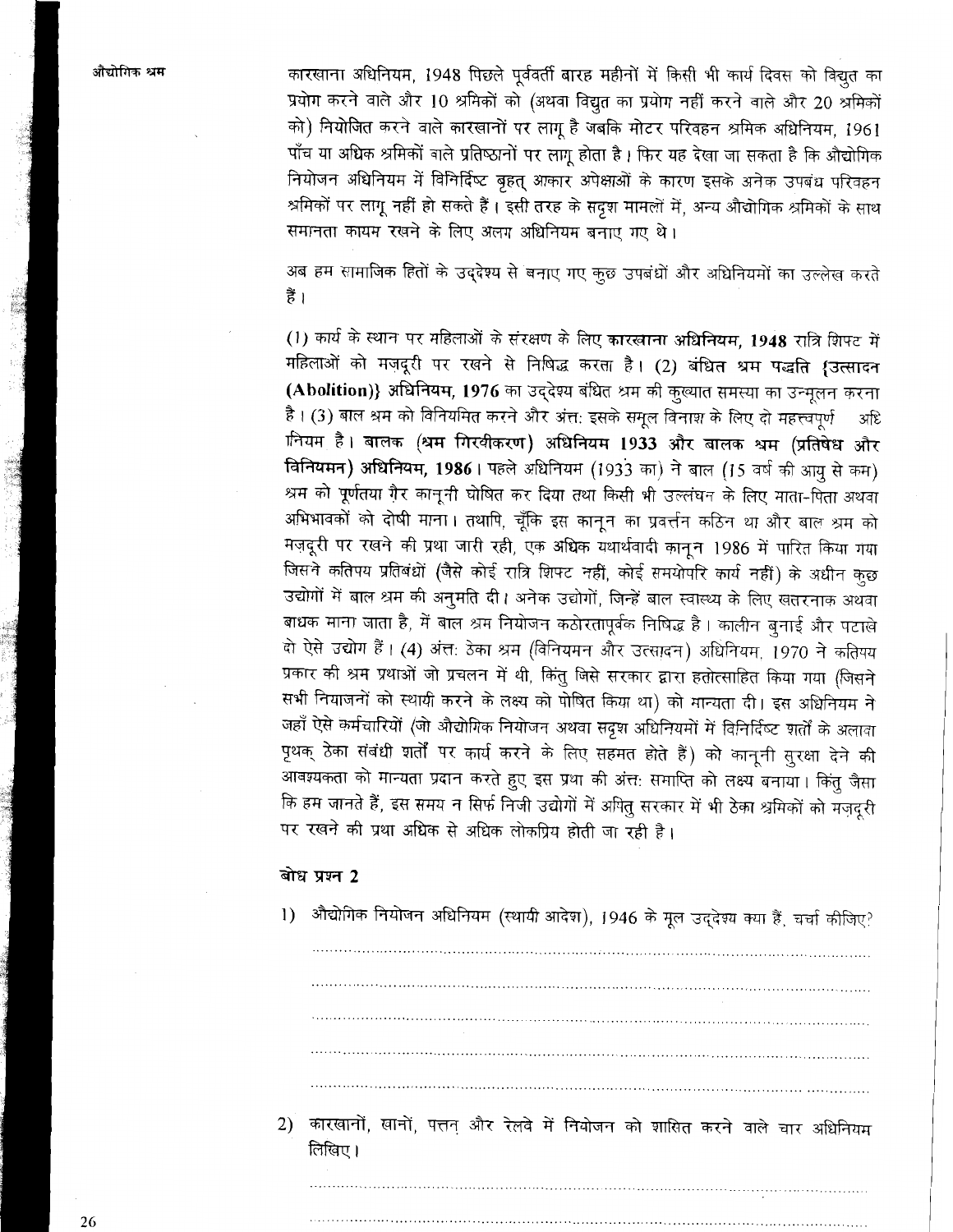कारखाना अधिनियम, 1948 पिछले पूर्ववर्ती बारह महीनों में किसी भी कार्य दिवस को विद्युत का प्रयोग करने वाले और 10 श्रमिकों को (अथवा विद्युत का प्रयोग नहीं करने वाले और 20 श्रमिकों को) नियोजित करने वाले कारखानों पर लागू है जबकि मोटर परिवहन श्रमिक अधिनियम, 1961 पाँच या अधिक श्रमिकों वाले प्रतिष्ठानों पर लागू होता है। फिर यह देखा जा सकता है कि औद्योगिक नियोजन अधिनियम में विनिर्दिष्ट बृहत् आकार अपेक्षाओं के कारण इसके अनेक उपबंध परिवहन श्रमिकों पर लागू नहीं हो सकते हैं। इसी तरह के सदृश मामलों में, अन्य औद्योगिक श्रमिकों के साथ समानता कायम रखने के लिए अलग अधिनियम बनाए गए थे।

अब हम सामाजिक हितों के उद्देश्य से बनाए गए कुछ उपबंधों और अधिनियमों का उल्लेख करते हैं।

(1) कार्य के स्थान पर महिलाओं के संरक्षण के लिए **कारखाना अधिनियम, 1948** रात्रि शिफ्ट में महिलाओं को मज़दूरी पर रखने से निषिद्ध करता है। (2) **बंधित श्रम पद्धति {उत्सादन (Abolition)} अधिनियम, 1976** का उद्देश्य बंधित श्रम की कुख्यात समस्या का उन्मूलन करना है। (3) बाल श्रम को विनियमित करने और अंत: इसके समूल विनाश के लिए दो महत्त्वपूर्ण अधिनियम है। **बालक (श्रम गिरवीकरण) अधिनियम 1933 और बालक श्रम (प्रतिषेध और विनियमन) अधिनियम, 1986**। पहले अधिनियम (1933 का) ने बाल (15 वर्ष की आयु से कम) श्रम को पूर्णतया ग़ैर कानूनी घोषित कर दिया तथा किसी भी उल्लंघन के लिए माता-पिता अथवा अभिभावकों को दोषी माना। तथापि, चूँकि इस कानून का प्रवर्त्तन कठिन था और बाल श्रम को मज़दूरी पर रखने की प्रथा जारी रही, एक अधिक यथार्थवादी कानून 1986 में पारित किया गया जिसने कतिपय प्रतिबंधों (जैसे कोई रात्रि शिफ्ट नहीं, कोई समयोपरि कार्य नहीं) के अधीन कुछ उद्योगों में बाल श्रम की अनुमति दी। अनेक उद्योगों, जिन्हें बाल स्वास्थ्य के लिए खतरनाक अथवा बाधक माना जाता है, में बाल श्रम नियोजन कठोरतापूर्वक निषिद्ध है। कालीन बुनाई और पटाखे दो ऐसे उद्योग हैं। (4) अंत: ठेका श्रम (विनियमन और उत्सादन) अधिनियम, 1970 ने कतिपय प्रकार की श्रम प्रथाओं जो प्रचलन में थी, किंतु जिसे सरकार द्वारा हतोत्साहित किया गया (जिसने सभी नियोजनों को स्थायी करने के लक्ष्य को पोषित किया था) को मान्यता दी। इस अधिनियम ने जहाँ ऐसे कर्मचारियों (जो औद्योगिक नियोजन अथवा सदृश अधिनियमों में विनिर्दिष्ट शर्तों के अलावा पृथक् ठेका संबंधी शर्तों पर कार्य करने के लिए सहमत होते हैं) को कानूनी सुरक्षा देने की आवश्यकता को मान्यता प्रदान करते हुए इस प्रथा की अंत: समाप्ति को लक्ष्य बनाया। किंतु जैसा कि हम जानते हैं, इस समय न सिर्फ निजी उद्योगों में अपितु सरकार में भी ठेका श्रमिकों को मज़दूरी पर रखने की प्रथा अधिक से अधिक लोकप्रिय होती जा रही है।

### बोध प्रश्न 2

1) औद्योगिक नियोजन अधिनियम (स्थायी आदेश), 1946 के मूल उद्देश्य क्या हैं, चर्चा कीजिए?

.......................................................................................................................

.......................................................................................................................

.......................................................................................................................

.......................................................................................................................

.......................................................................................................................

2) कारखानों, खानों, पत्तन और रेलवे में नियोजन को शासित करने वाले चार अधिनियम लिखिए।

.......................................................................................................................

.......................................................................................................................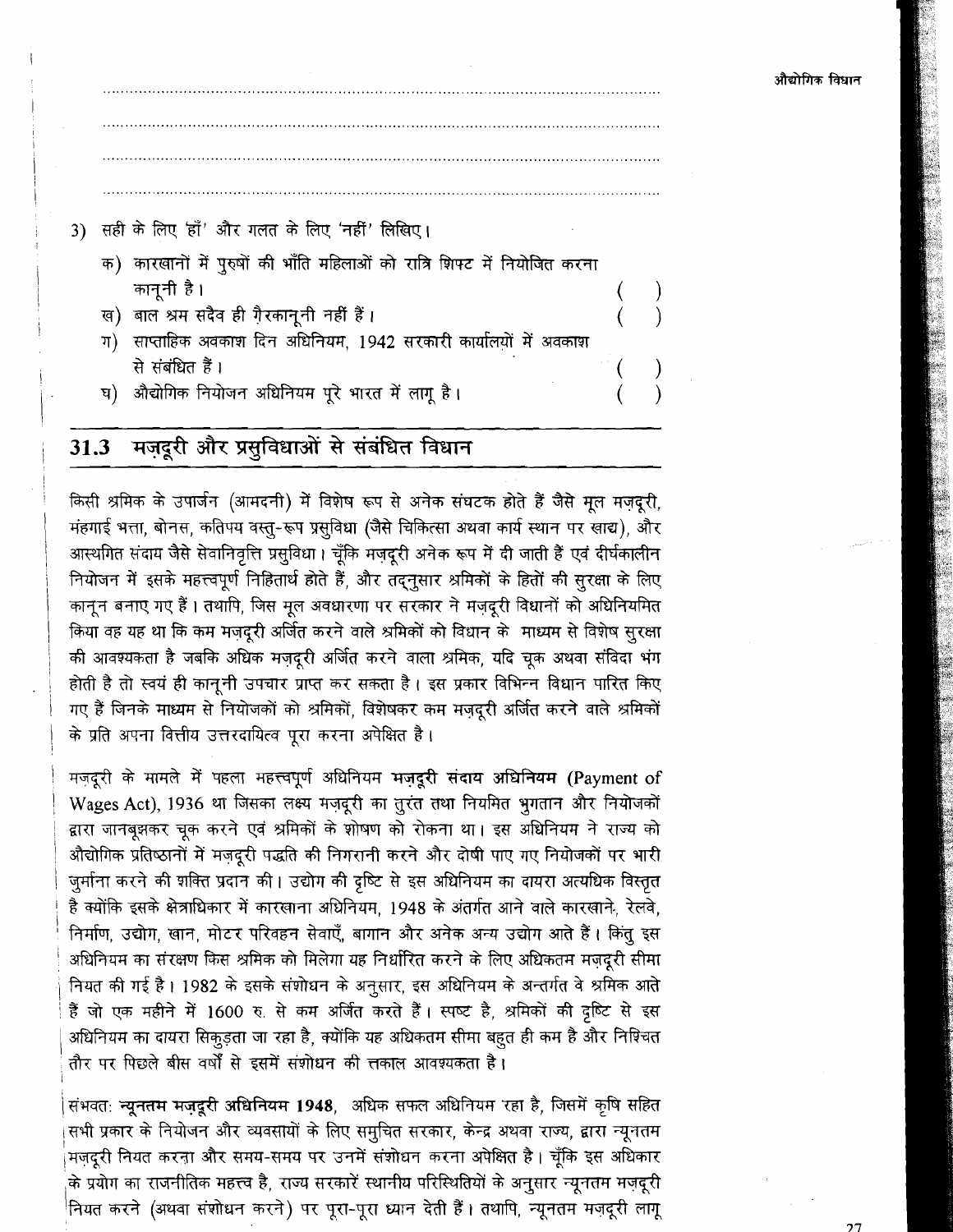..............................................................................................................

..............................................................................................................

..............................................................................................................

..............................................................................................................

3) सही के लिए 'हाँ' और गलत के लिए 'नहीं' लिखिए।

   क) कारखानों में पुरुषों की भाँति महिलाओं को रात्रि शिफ्ट में नियोजित करना कानूनी है। ( )

   ख) बाल श्रम सदैव ही ग़ैरकानूनी नहीं हैं। ( )

   ग) साप्ताहिक अवकाश दिन अधिनियम, 1942 सरकारी कार्यालयों में अवकाश से संबंधित हैं। ( )

   घ) औद्योगिक नियोजन अधिनियम पूरे भारत में लागू है। ( )

## 31.3 मज़दूरी और प्रसुविधाओं से संबंधित विधान

किसी श्रमिक के उपार्जन (आमदनी) में विशेष रूप से अनेक संघटक होते हैं जैसे मूल मज़दूरी, मंहगाई भत्ता, बोनस, कतिपय वस्तु-रूप प्रसुविधा (जैसे चिकित्सा अथवा कार्य स्थान पर खाद्य), और आस्थगित संदाय जैसे सेवानिवृत्ति प्रसुविधा। चूँकि मज़दूरी अनेक रूप में दी जाती हैं एवं दीर्घकालीन नियोजन में इसके महत्त्वपूर्ण निहितार्थ होते हैं, और तद्नुसार श्रमिकों के हितों की सुरक्षा के लिए कानून बनाए गए हैं। तथापि, जिस मूल अवधारणा पर सरकार ने मज़दूरी विधानों को अधिनियमित किया वह यह था कि कम मज़दूरी अर्जित करने वाले श्रमिकों को विधान के माध्यम से विशेष सुरक्षा की आवश्यकता है जबकि अधिक मज़दूरी अर्जित करने वाला श्रमिक, यदि चूक अथवा संविदा भंग होती है तो स्वयं ही कानूनी उपचार प्राप्त कर सकता है। इस प्रकार विभिन्न विधान पारित किए गए हैं जिनके माध्यम से नियोजकों को श्रमिकों, विशेषकर कम मज़दूरी अर्जित करने वाले श्रमिकों के प्रति अपना वित्तीय उत्तरदायित्व पूरा करना अपेक्षित है।

मज़दूरी के मामले में पहला महत्त्वपूर्ण अधिनियम **मज़दूरी संदाय अधिनियम (Payment of Wages Act), 1936** था जिसका लक्ष्य मज़दूरी का तुरंत तथा नियमित भुगतान और नियोजकों द्वारा जानबूझकर चूक करने एवं श्रमिकों के शोषण को रोकना था। इस अधिनियम ने राज्य को औद्योगिक प्रतिष्ठानों में मज़दूरी पद्धति की निगरानी करने और दोषी पाए गए नियोजकों पर भारी जुर्माना करने की शक्ति प्रदान की। उद्योग की दृष्टि से इस अधिनियम का दायरा अत्यधिक विस्तृत है क्योंकि इसके क्षेत्राधिकार में कारखाना अधिनियम, 1948 के अंतर्गत आने वाले कारखाने, रेलवे, निर्माण, उद्योग, खान, मोटर परिवहन सेवाएँ, बागान और अनेक अन्य उद्योग आते हैं। किंतु इस अधिनियम का संरक्षण किस श्रमिक को मिलेगा यह निर्धारित करने के लिए अधिकतम मज़दूरी सीमा नियत की गई है। 1982 के इसके संशोधन के अनुसार, इस अधिनियम के अन्तर्गत वे श्रमिक आते हैं जो एक महीने में 1600 रु. से कम अर्जित करते हैं। स्पष्ट है, श्रमिकों की दृष्टि से इस अधिनियम का दायरा सिकुड़ता जा रहा है, क्योंकि यह अधिकतम सीमा बहुत ही कम है और निश्चित तौर पर पिछले बीस वर्षों से इसमें संशोधन की त्तकाल आवश्यकता है।

संभवत: **न्यूनतम मज़दूरी अधिनियम 1948**, अधिक सफल अधिनियम रहा है, जिसमें कृषि सहित सभी प्रकार के नियोजन और व्यवसायों के लिए समुचित सरकार, केन्द्र अथवा राज्य, द्वारा न्यूनतम मज़दूरी नियत करना और समय-समय पर उनमें संशोधन करना अपेक्षित है। चूँकि इस अधिकार के प्रयोग का राजनीतिक महत्त्व है, राज्य सरकारें स्थानीय परिस्थितियों के अनुसार न्यूनतम मज़दूरी नियत करने (अथवा संशोधन करने) पर पूरा-पूरा ध्यान देती हैं। तथापि, न्यूनतम मज़दूरी लागू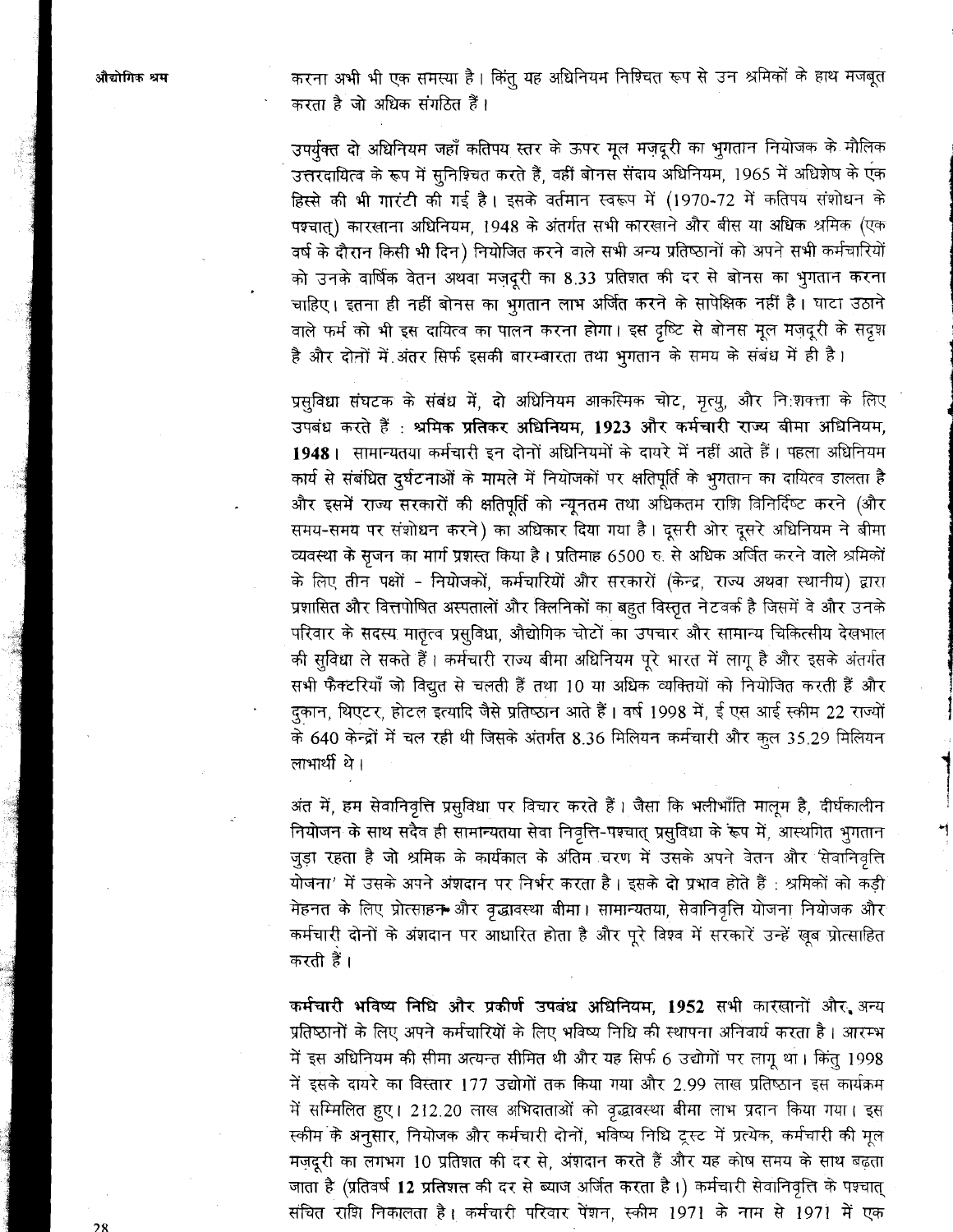करना अभी भी एक समस्या है। किंतु यह अधिनियम निश्चित रूप से उन श्रमिकों के हाथ मजबूत करता है जो अधिक संगठित हैं।

उपर्युक्त दो अधिनियम जहाँ कतिपय स्तर के ऊपर मूल मज़दूरी का भुगतान नियोजक के मौलिक उत्तरदायित्व के रूप में सुनिश्चित करते हैं, वहीं बोनस संदाय अधिनियम, 1965 में अधिशेष के एक हिस्से की भी गारंटी की गई है। इसके वर्तमान स्वरूप में (1970-72 में कतिपय संशोधन के पश्चात्) कारखाना अधिनियम, 1948 के अंतर्गत सभी कारखाने और बीस या अधिक श्रमिक (एक वर्ष के दौरान किसी भी दिन) नियोजित करने वाले सभी अन्य प्रतिष्ठानों को अपने सभी कर्मचारियों को उनके वार्षिक वेतन अथवा मज़दूरी का 8.33 प्रतिशत की दर से बोनस का भुगतान करना चाहिए। इतना ही नहीं बोनस का भुगतान लाभ अर्जित करने के सापेक्षिक नहीं है। घाटा उठाने वाले फर्म को भी इस दायित्व का पालन करना होगा। इस दृष्टि से बोनस मूल मज़दूरी के सदृश है और दोनों में अंतर सिर्फ इसकी बारम्बारता तथा भुगतान के समय के संबंध में ही है।

प्रसुविधा संघटक के संबंध में, दो अधिनियम आकस्मिक चोट, मृत्यु, और निःशक्तता के लिए उपबंध करते हैं : **श्रमिक प्रतिकर अधिनियम, 1923 और कर्मचारी राज्य बीमा अधिनियम, 1948**। सामान्यतया कर्मचारी इन दोनों अधिनियमों के दायरे में नहीं आते हैं। पहला अधिनियम कार्य से संबंधित दुर्घटनाओं के मामले में नियोजकों पर क्षतिपूर्ति के भुगतान का दायित्व डालता है और इसमें राज्य सरकारों की क्षतिपूर्ति को न्यूनतम तथा अधिकतम राशि विनिर्दिष्ट करने (और समय-समय पर संशोधन करने) का अधिकार दिया गया है। दूसरी ओर दूसरे अधिनियम ने बीमा व्यवस्था के सृजन का मार्ग प्रशस्त किया है। प्रतिमाह 6500 रु. से अधिक अर्जित करने वाले श्रमिकों के लिए तीन पक्षों - नियोजकों, कर्मचारियों और सरकारों (केन्द्र, राज्य अथवा स्थानीय) द्वारा प्रशासित और वित्तपोषित अस्पतालों और क्लिनिकों का बहुत विस्तृत नेटवर्क है जिसमें वे और उनके परिवार के सदस्य मातृत्व प्रसुविधा, औद्योगिक चोटों का उपचार और सामान्य चिकित्सीय देखभाल की सुविधा ले सकते हैं। कर्मचारी राज्य बीमा अधिनियम पूरे भारत में लागू है और इसके अंतर्गत सभी फैक्टरियाँ जो विद्युत से चलती हैं तथा 10 या अधिक व्यक्तियों को नियोजित करती हैं और दुकान, थिएटर, होटल इत्यादि जैसे प्रतिष्ठान आते हैं। वर्ष 1998 में, ई एस आई स्कीम 22 राज्यों के 640 केन्द्रों में चल रही थी जिसके अंतर्गत 8.36 मिलियन कर्मचारी और कुल 35.29 मिलियन लाभार्थी थे।

अंत में, हम सेवानिवृत्ति प्रसुविधा पर विचार करते हैं। जैसा कि भलीभाँति मालूम है, दीर्घकालीन नियोजन के साथ सदैव ही सामान्यतया सेवा निवृत्ति-पश्चात् प्रसुविधा के रूप में, आस्थगित भुगतान जुड़ा रहता है जो श्रमिक के कार्यकाल के अंतिम चरण में उसके अपने वेतन और 'सेवानिवृत्ति योजना' में उसके अपने अंशदान पर निर्भर करता है। इसके दो प्रभाव होते हैं : श्रमिकों को कड़ी मेहनत के लिए प्रोत्साहन और वृद्धावस्था बीमा। सामान्यतया, सेवानिवृत्ति योजना नियोजक और कर्मचारी दोनों के अंशदान पर आधारित होता है और पूरे विश्व में सरकारें उन्हें खूब प्रोत्साहित करती हैं।

**कर्मचारी भविष्य निधि और प्रकीर्ण उपबंध अधिनियम, 1952** सभी कारखानों और अन्य प्रतिष्ठानों के लिए अपने कर्मचारियों के लिए भविष्य निधि की स्थापना अनिवार्य करता है। आरम्भ में इस अधिनियम की सीमा अत्यन्त सीमित थी और यह सिर्फ 6 उद्योगों पर लागू था। किंतु 1998 में इसके दायरे का विस्तार 177 उद्योगों तक किया गया और 2.99 लाख प्रतिष्ठान इस कार्यक्रम में सम्मिलित हुए। 212.20 लाख अभिदाताओं को वृद्धावस्था बीमा लाभ प्रदान किया गया। इस स्कीम के अनुसार, नियोजक और कर्मचारी दोनों, भविष्य निधि ट्रस्ट में प्रत्येक, कर्मचारी की मूल मज़दूरी का लगभग 10 प्रतिशत की दर से, अंशदान करते हैं और यह कोष समय के साथ बढ़ता जाता है (प्रतिवर्ष **12 प्रतिशत** की दर से ब्याज अर्जित करता है।) कर्मचारी सेवानिवृत्ति के पश्चात् संचित राशि निकालता है। कर्मचारी परिवार पेंशन, स्कीम 1971 के नाम से 1971 में एक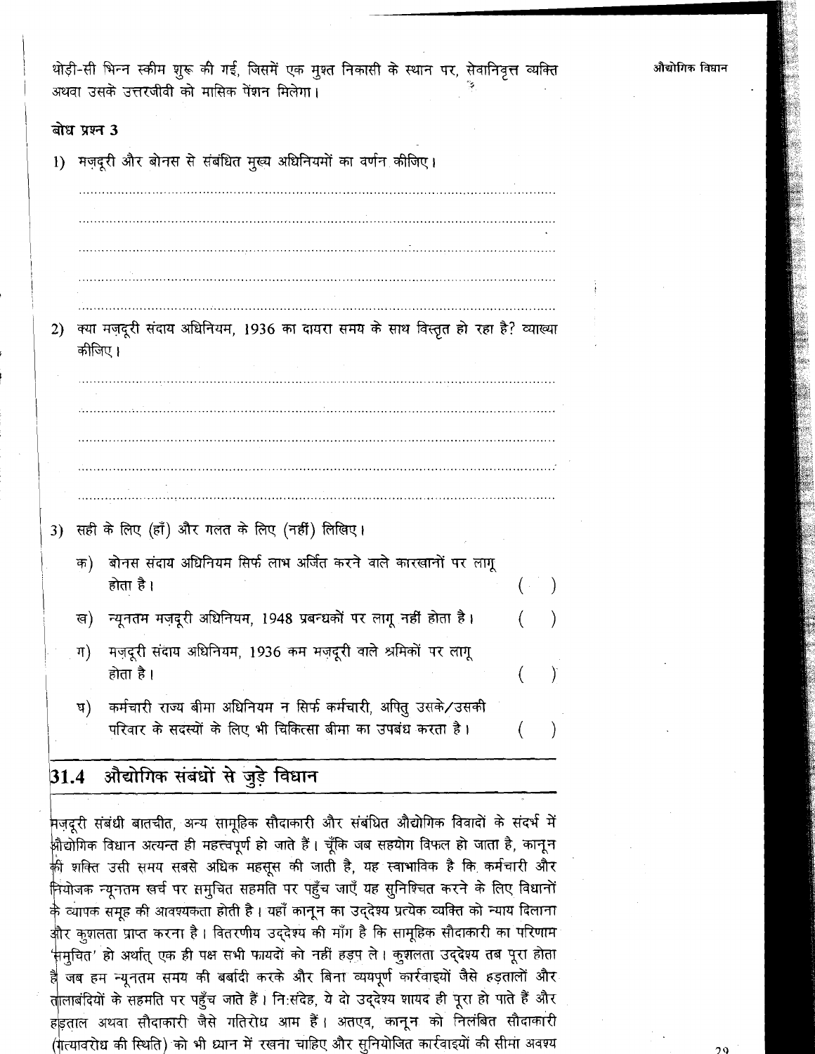थोड़ी-सी भिन्न स्कीम शुरू की गई, जिसमें एक मुश्त निकासी के स्थान पर, सेवानिवृत्त व्यक्ति अथवा उसके उत्तरजीवी को मासिक पेंशन मिलेगा।

**बोध प्रश्न 3**

1) मज़दूरी और बोनस से संबंधित मुख्य अधिनियमों का वर्णन कीजिए।

..........................................................................................................

..........................................................................................................

..........................................................................................................

..........................................................................................................

..........................................................................................................

2) क्या मज़दूरी संदाय अधिनियम, 1936 का दायरा समय के साथ विस्तृत हो रहा है? व्याख्या कीजिए।

..........................................................................................................

..........................................................................................................

..........................................................................................................

..........................................................................................................

..........................................................................................................

3) सही के लिए (हाँ) और गलत के लिए (नहीं) लिखिए।

   क) बोनस संदाय अधिनियम सिर्फ लाभ अर्जित करने वाले कारखानों पर लागू होता है। ( )

   ख) न्यूनतम मज़दूरी अधिनियम, 1948 प्रबन्धकों पर लागू नहीं होता है। ( )

   ग) मज़दूरी संदाय अधिनियम, 1936 कम मज़दूरी वाले श्रमिकों पर लागू होता है। ( )

   घ) कर्मचारी राज्य बीमा अधिनियम न सिर्फ कर्मचारी, अपितु उसके/उसकी परिवार के सदस्यों के लिए भी चिकित्सा बीमा का उपबंध करता है। ( )

## 31.4 औद्योगिक संबंधों से जुड़े विधान

मज़दूरी संबंधी बातचीत, अन्य सामूहिक सौदाकारी और संबंधित औद्योगिक विवादों के संदर्भ में औद्योगिक विधान अत्यन्त ही महत्त्वपूर्ण हो जाते हैं। चूँकि जब सहयोग विफल हो जाता है, कानून की शक्ति उसी समय सबसे अधिक महसूस की जाती है, यह स्वाभाविक है कि कर्मचारी और नियोजक न्यूनतम खर्च पर समुचित सहमति पर पहुँच जाएँ यह सुनिश्चित करने के लिए विधानों के व्यापक समूह की आवश्यकता होती है। यहाँ कानून का उद्देश्य प्रत्येक व्यक्ति को न्याय दिलाना और कुशलता प्राप्त करना है। वितरणीय उद्देश्य की माँग है कि सामूहिक सौदाकारी का परिणाम 'समुचित' हो अर्थात् एक ही पक्ष सभी फायदों को नहीं हड़प ले। कुशलता उद्देश्य तब पूरा होता है जब हम न्यूनतम समय की बर्बादी करके और बिना व्ययपूर्ण कार्रवाइयों जैसे हड़तालों और तालाबंदियों के सहमति पर पहुँच जाते हैं। नि:संदेह, ये दो उद्देश्य शायद ही पूरा हो पाते हैं और हड़ताल अथवा सौदाकारी जैसे गतिरोध आम हैं। अतएव, कानून को निलंबित सौदाकारी (गत्यावरोध की स्थिति) को भी ध्यान में रखना चाहिए और सुनियोजित कार्रवाइयों की सीमा अवश्य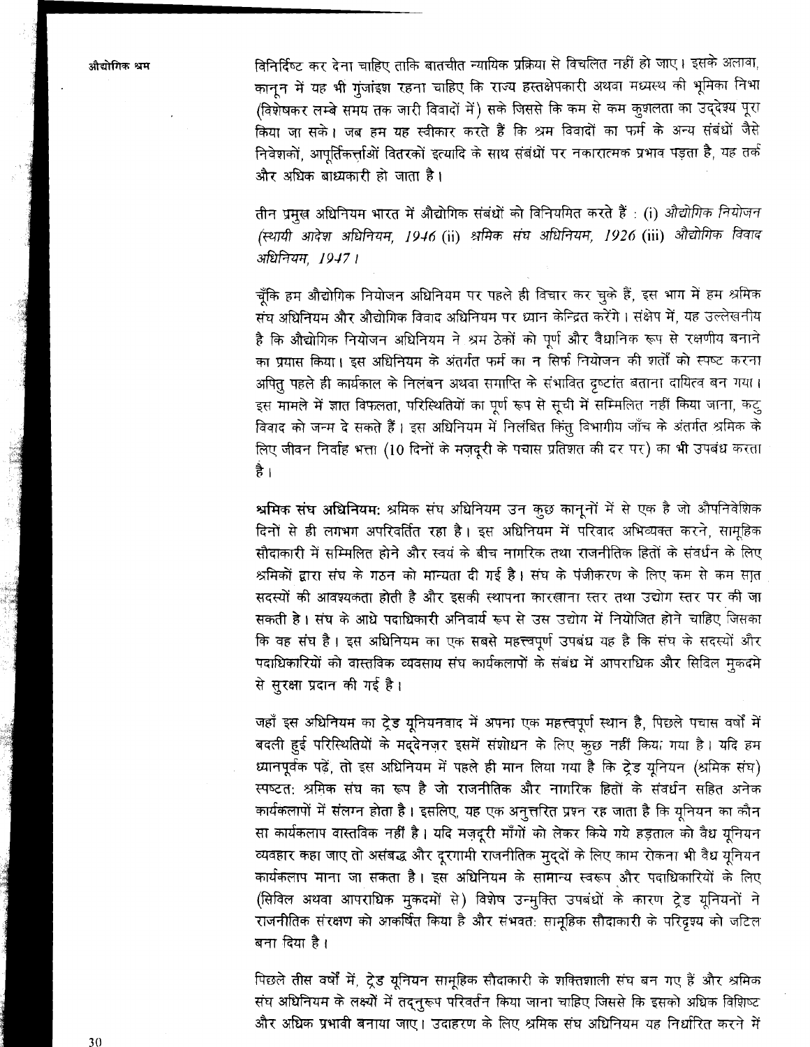विनिर्दिष्ट कर देना चाहिए ताकि बातचीत न्यायिक प्रक्रिया से विचलित नहीं हो जाए। इसके अलावा, कानून में यह भी गुंजाइश रहना चाहिए कि राज्य हस्तक्षेपकारी अथवा मध्यस्थ की भूमिका निभा (विशेषकर लम्बे समय तक जारी विवादों में) सके जिससे कि कम से कम कुशलता का उद्देश्य पूरा किया जा सके। जब हम यह स्वीकार करते हैं कि श्रम विवादों का फर्म के अन्य संबंधों जैसे निवेशकों, आपूर्तिकर्त्ताओं वितरकों इत्यादि के साथ संबंधों पर नकारात्मक प्रभाव पड़ता है, यह तर्क और अधिक बाध्यकारी हो जाता है।

तीन प्रमुख अधिनियम भारत में औद्योगिक संबंधों को विनियमित करते हैं : (i) *औद्योगिक नियोजन (स्थायी आदेश अधिनियम, 1946* (ii) *श्रमिक संघ अधिनियम, 1926* (iii) *औद्योगिक विवाद अधिनियम, 1947।*

चूँकि हम औद्योगिक नियोजन अधिनियम पर पहले ही विचार कर चुके हैं, इस भाग में हम श्रमिक संघ अधिनियम और औद्योगिक विवाद अधिनियम पर ध्यान केन्द्रित करेंगे। संक्षेप में, यह उल्लेखनीय है कि औद्योगिक नियोजन अधिनियम ने श्रम ठेकों को पूर्ण और वैधानिक रूप से रक्षणीय बनाने का प्रयास किया। इस अधिनियम के अंतर्गत फर्म का न सिर्फ नियोजन की शर्तों को स्पष्ट करना अपितु पहले ही कार्यकाल के निलंबन अथवा समाप्ति के संभावित दृष्टांत बताना दायित्व बन गया। इस मामले में ज्ञात विफलता, परिस्थितियों का पूर्ण रूप से सूची में सम्मिलित नहीं किया जाना, कटु विवाद को जन्म दे सकते हैं। इस अधिनियम में निलंबित किंतु विभागीय जाँच के अंतर्गत श्रमिक के लिए जीवन निर्वाह भत्ता (10 दिनों के मज़दूरी के पचास प्रतिशत की दर पर) का भी उपबंध करता है।

**श्रमिक संघ अधिनियम:** श्रमिक संघ अधिनियम उन कुछ कानूनों में से एक है जो औपनिवेशिक दिनों से ही लगभग अपरिवर्तित रहा है। इस अधिनियम में परिवाद अभिव्यक्त करने, सामूहिक सौदाकारी में सम्मिलित होने और स्वयं के बीच नागरिक तथा राजनीतिक हितों के संवर्धन के लिए श्रमिकों द्वारा संघ के गठन को मान्यता दी गई है। संघ के पंजीकरण के लिए कम से कम सात सदस्यों की आवश्यकता होती है और इसकी स्थापना कारखाना स्तर तथा उद्योग स्तर पर की जा सकती है। संघ के आधे पदाधिकारी अनिवार्य रूप से उस उद्योग में नियोजित होने चाहिए जिसका कि वह संघ है। इस अधिनियम का एक सबसे महत्त्वपूर्ण उपबंध यह है कि संघ के सदस्यों और पदाधिकारियों को वास्तविक व्यवसाय संघ कार्यकलापों के संबंध में आपराधिक और सिविल मुकदमे से सुरक्षा प्रदान की गई है।

जहाँ इस अधिनियम का ट्रेड यूनियनवाद में अपना एक महत्त्वपूर्ण स्थान है, पिछले पचास वर्षों में बदली हुई परिस्थितियों के मद्देनज़र इसमें संशोधन के लिए कुछ नहीं किया गया है। यदि हम ध्यानपूर्वक पढ़ें, तो इस अधिनियम में पहले ही मान लिया गया है कि ट्रेड यूनियन (श्रमिक संघ) स्पष्टत: श्रमिक संघ का रूप है जो राजनीतिक और नागरिक हितों के संवर्धन सहित अनेक कार्यकलापों में संलग्न होता है। इसलिए, यह एक अनुत्तरित प्रश्न रह जाता है कि यूनियन का कौन सा कार्यकलाप वास्तविक नहीं है। यदि मज़दूरी माँगों को लेकर किये गये हड़ताल को वैध यूनियन व्यवहार कहा जाए तो असंबद्ध और दूरगामी राजनीतिक मुद्दों के लिए काम रोकना भी वैध यूनियन कार्यकलाप माना जा सकता है। इस अधिनियम के सामान्य स्वरूप और पदाधिकारियों के लिए (सिविल अथवा आपराधिक मुकदमों से) विशेष उन्मुक्ति उपबंधों के कारण ट्रेड यूनियनों ने राजनीतिक संरक्षण को आकर्षित किया है और संभवत: सामूहिक सौदाकारी के परिदृश्य को जटिल बना दिया है।

पिछले तीस वर्षों में, ट्रेड यूनियन सामूहिक सौदाकारी के शक्तिशाली संघ बन गए हैं और श्रमिक संघ अधिनियम के लक्ष्यों में तद्नुरूप परिवर्तन किया जाना चाहिए जिससे कि इसको अधिक विशिष्ट और अधिक प्रभावी बनाया जाए। उदाहरण के लिए श्रमिक संघ अधिनियम यह निर्धारित करने में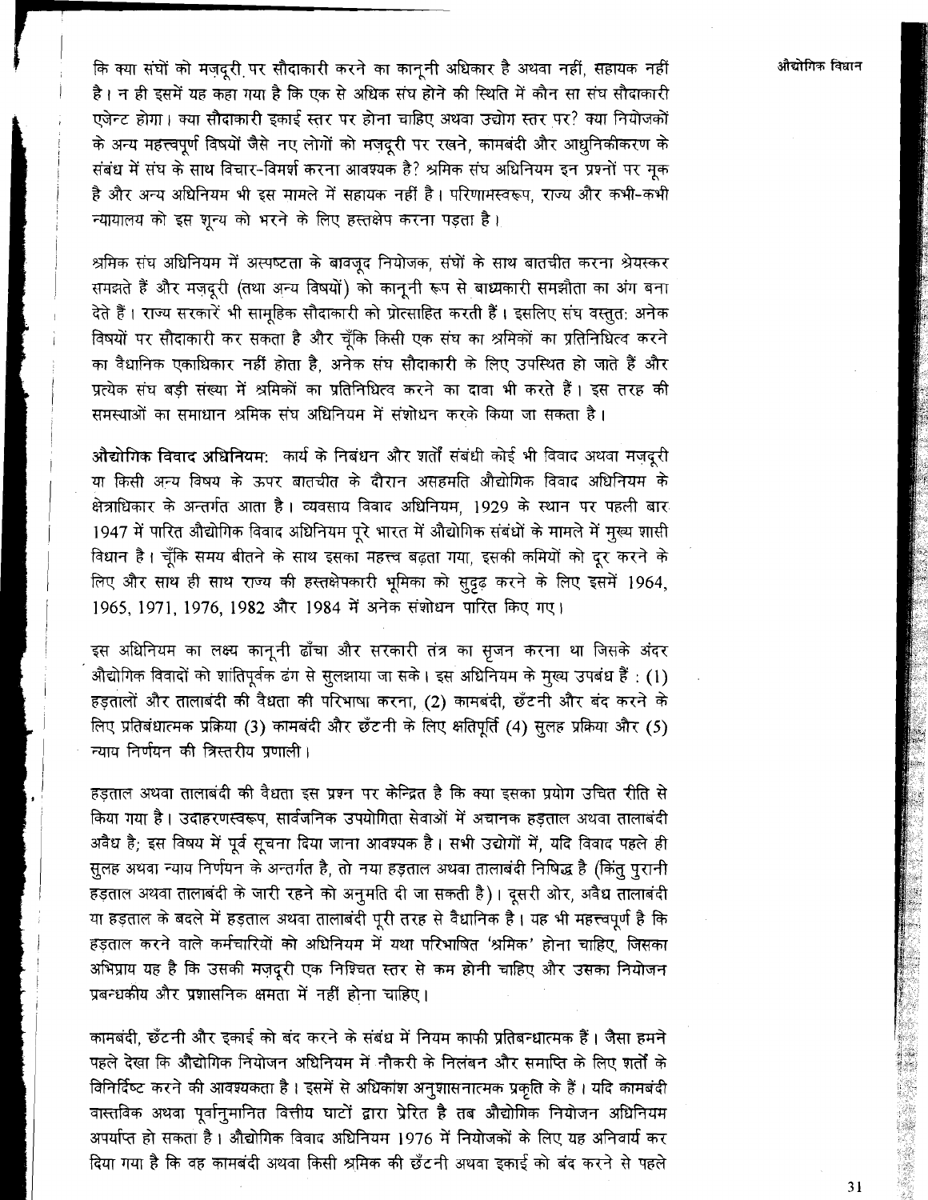कि क्या संघों को मज़दूरी पर सौदाकारी करने का कानूनी अधिकार है अथवा नहीं, सहायक नहीं है। न ही इसमें यह कहा गया है कि एक से अधिक संघ होने की स्थिति में कौन सा संघ सौदाकारी एजेन्ट होगा। क्या सौदाकारी इकाई स्तर पर होना चाहिए अथवा उद्योग स्तर पर? क्या नियोजकों के अन्य महत्त्वपूर्ण विषयों जैसे नए लोगों को मज़दूरी पर रखने, कामबंदी और आधुनिकीकरण के संबंध में संघ के साथ विचार-विमर्श करना आवश्यक है? श्रमिक संघ अधिनियम इन प्रश्नों पर मूक है और अन्य अधिनियम भी इस मामले में सहायक नहीं है। परिणामस्वरूप, राज्य और कभी-कभी न्यायालय को इस शून्य को भरने के लिए हस्तक्षेप करना पड़ता है।

श्रमिक संघ अधिनियम में अस्पष्टता के बावजूद नियोजक, संघों के साथ बातचीत करना श्रेयस्कर समझते हैं और मज़दूरी (तथा अन्य विषयों) को कानूनी रूप से बाध्यकारी समझौता का अंग बना देते हैं। राज्य सरकारें भी सामूहिक सौदाकारी को प्रोत्साहित करती हैं। इसलिए संघ वस्तुत: अनेक विषयों पर सौदाकारी कर सकता है और चूँकि किसी एक संघ का श्रमिकों का प्रतिनिधित्व करने का वैधानिक एकाधिकार नहीं होता है, अनेक संघ सौदाकारी के लिए उपस्थित हो जाते हैं और प्रत्येक संघ बड़ी संख्या में श्रमिकों का प्रतिनिधित्व करने का दावा भी करते हैं। इस तरह की समस्याओं का समाधान श्रमिक संघ अधिनियम में संशोधन करके किया जा सकता है।

**औद्योगिक विवाद अधिनियम:** कार्य के निबंधन और शर्तों संबंधी कोई भी विवाद अथवा मज़दूरी या किसी अन्य विषय के ऊपर बातचीत के दौरान असहमति औद्योगिक विवाद अधिनियम के क्षेत्राधिकार के अन्तर्गत आता है। व्यवसाय विवाद अधिनियम, 1929 के स्थान पर पहली बार 1947 में पारित औद्योगिक विवाद अधिनियम पूरे भारत में औद्योगिक संबंधों के मामले में मुख्य शासी विधान है। चूँकि समय बीतने के साथ इसका महत्त्व बढ़ता गया, इसकी कमियों को दूर करने के लिए और साथ ही साथ राज्य की हस्तक्षेपकारी भूमिका को सुदृढ़ करने के लिए इसमें 1964, 1965, 1971, 1976, 1982 और 1984 में अनेक संशोधन पारित किए गए।

इस अधिनियम का लक्ष्य कानूनी ढाँचा और सरकारी तंत्र का सृजन करना था जिसके अंदर औद्योगिक विवादों को शांतिपूर्वक ढंग से सुलझाया जा सके। इस अधिनियम के मुख्य उपबंध हैं : (1) हड़तालों और तालाबंदी की वैधता की परिभाषा करना, (2) कामबंदी, छँटनी और बंद करने के लिए प्रतिबंधात्मक प्रक्रिया (3) कामबंदी और छँटनी के लिए क्षतिपूर्ति (4) सुलह प्रक्रिया और (5) न्याय निर्णयन की त्रिस्तरीय प्रणाली।

हड़ताल अथवा तालाबंदी की वैधता इस प्रश्न पर केन्द्रित है कि क्या इसका प्रयोग उचित रीति से किया गया है। उदाहरणस्वरूप, सार्वजनिक उपयोगिता सेवाओं में अचानक हड़ताल अथवा तालाबंदी अवैध है; इस विषय में पूर्व सूचना दिया जाना आवश्यक है। सभी उद्योगों में, यदि विवाद पहले ही सुलह अथवा न्याय निर्णयन के अन्तर्गत है, तो नया हड़ताल अथवा तालाबंदी निषिद्ध है (किंतु पुरानी हड़ताल अथवा तालाबंदी के जारी रहने को अनुमति दी जा सकती है)। दूसरी ओर, अवैध तालाबंदी या हड़ताल के बदले में हड़ताल अथवा तालाबंदी पूरी तरह से वैधानिक है। यह भी महत्त्वपूर्ण है कि हड़ताल करने वाले कर्मचारियों को अधिनियम में यथा परिभाषित 'श्रमिक' होना चाहिए, जिसका अभिप्राय यह है कि उसकी मज़दूरी एक निश्चित स्तर से कम होनी चाहिए और उसका नियोजन प्रबन्धकीय और प्रशासनिक क्षमता में नहीं होना चाहिए।

कामबंदी, छँटनी और इकाई को बंद करने के संबंध में नियम काफी प्रतिबन्धात्मक हैं। जैसा हमने पहले देखा कि औद्योगिक नियोजन अधिनियम में नौकरी के निलंबन और समाप्ति के लिए शर्तों के विनिर्दिष्ट करने की आवश्यकता है। इसमें से अधिकांश अनुशासनात्मक प्रकृति के हैं। यदि कामबंदी वास्तविक अथवा पूर्वानुमानित वित्तीय घाटों द्वारा प्रेरित है तब औद्योगिक नियोजन अधिनियम अपर्याप्त हो सकता है। औद्योगिक विवाद अधिनियम 1976 में नियोजकों के लिए यह अनिवार्य कर दिया गया है कि वह कामबंदी अथवा किसी श्रमिक की छँटनी अथवा इकाई को बंद करने से पहले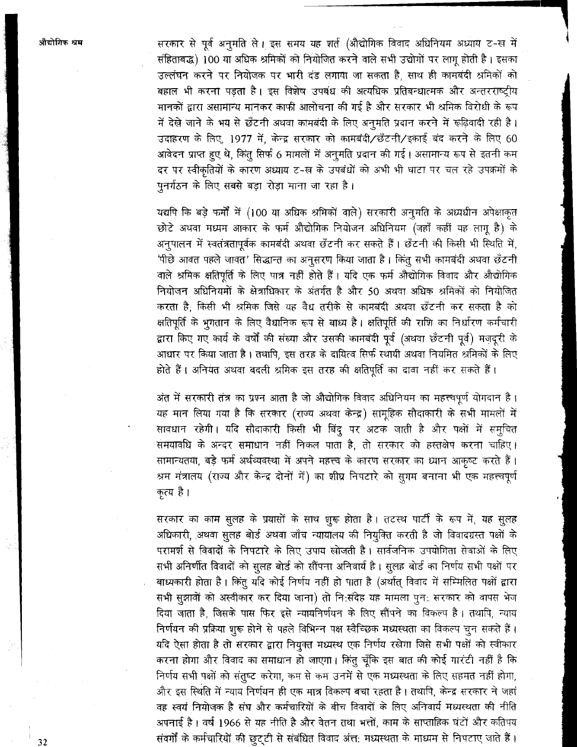सरकार से पूर्व अनुमति ले। इस समय यह शर्त (औद्योगिक विवाद अधिनियम अध्याय ट-ख में संहिताबद्ध) 100 या अधिक श्रमिकों को नियोजित करने वाले सभी उद्योगों पर लागू होती है। इसका उल्लंघन करने पर नियोजक पर भारी दंड लगाया जा सकता है, साथ ही कामबंदी श्रमिकों को बहाल भी करना पड़ता है। इस विशेष उपबंध की अत्यधिक प्रतिबन्धात्मक और अन्तरराष्ट्रीय मानकों द्वारा असामान्य मानकर काफी आलोचना की गई है और सरकार भी श्रमिक विरोधी के रूप में देखे जाने के भय से छँटनी अथवा कामबंदी के लिए अनुमति प्रदान करने में रूढ़िवादी रही है। उदाहरण के लिए, 1977 में, केन्द्र सरकार को कामबंदी/छँटनी/इकाई बंद करने के लिए 60 आवेदन प्राप्त हुए थे, किंतु सिर्फ 6 मामलों में अनुमति प्रदान की गई। असामान्य रूप से इतनी कम दर पर स्वीकृतियों के कारण अध्याय ट-ख के उपबंधों को अभी भी घाटा पर चल रहे उपक्रमों के पुनर्गठन के लिए सबसे बड़ा रोड़ा माना जा रहा है।

यद्यपि कि बड़े फर्मों में (100 या अधिक श्रमिकों वाले) सरकारी अनुमति के अध्यधीन अपेक्षाकृत छोटे अथवा मध्यम आकार के फर्म औद्योगिक नियोजन अधिनियम (जहाँ कहीं यह लागू है) के अनुपालन में स्वतंत्रतापूर्वक कामबंदी अथवा छँटनी कर सकते हैं। छँटनी की किसी भी स्थिति में, 'पीछे आवत पहले जावत' सिद्धान्त का अनुसरण किया जाता है। किंतु सभी कामबंदी अथवा छँटनी वाले श्रमिक क्षतिपूर्ति के लिए पात्र नहीं होते हैं। यदि एक फर्म औद्योगिक विवाद और औद्योगिक नियोजन अधिनियमों के क्षेत्राधिकार के अंतर्गत है और 50 अथवा अधिक श्रमिकों को नियोजित करता है, किसी भी श्रमिक जिसे यह वैध तरीके से कामबंदी अथवा छँटनी कर सकता है को क्षतिपूर्ति के भुगतान के लिए वैधानिक रूप से बाध्य है। क्षतिपूर्ति की राशि का निर्धारण कर्मचारी द्वारा किए गए कार्य के वर्षों की संख्या और उसकी कामबंदी पूर्व (अथवा छँटनी पूर्व) मज़दूरी के आधार पर किया जाता है। तथापि, इस तरह के दायित्व सिर्फ स्थायी अथवा नियमित श्रमिकों के लिए होते हैं। अनियत अथवा बदली श्रमिक इस तरह की क्षतिपूर्ति का दावा नहीं कर सकते हैं।

अंत में सरकारी तंत्र का प्रश्न आता है जो औद्योगिक विवाद अधिनियम का महत्त्वपूर्ण योगदान है। यह मान लिया गया है कि सरकार (राज्य अथवा केन्द्र) सामूहिक सौदाकारी के सभी मामलों में सावधान रहेगी। यदि सौदाकारी किसी भी बिंदु पर अटक जाती है और पक्षों में समुचित समयावधि के अन्दर समाधान नहीं निकल पाता है, तो सरकार को हस्तक्षेप करना चाहिए। सामान्यतया, बड़े फर्म अर्थव्यवस्था में अपने महत्त्व के कारण सरकार का ध्यान आकृष्ट करते हैं। श्रम मंत्रालय (राज्य और केन्द्र दोनों में) का शीघ्र निपटारे को सुगम बनाना भी एक महत्त्वपूर्ण कृत्य है।

सरकार का काम सुलह के प्रयासों के साथ शुरू होता है। तटस्थ पार्टी के रूप में, यह सुलह अधिकारी, अथवा सुलह बोर्ड अथवा जाँच न्यायालय की नियुक्ति करती है जो विवादग्रस्त पक्षों के परामर्श से विवादों के निपटारे के लिए उपाय खोजती है। सार्वजनिक उपयोगिता सेवाओं के लिए सभी अनिर्णीत विवादों को सुलह बोर्ड को सौंपना अनिवार्य है। सुलह बोर्ड का निर्णय सभी पक्षों पर बाध्यकारी होता है। किंतु यदि कोई निर्णय नहीं हो पाता है (अर्थात् विवाद में सम्मिलित पक्षों द्वारा सभी सुझावों को अस्वीकार कर दिया जाना) तो निःसंदेह यह मामला पुनः सरकार को वापस भेज दिया जाता है, जिसके पास फिर इसे न्यायनिर्णयन के लिए सौंपने का विकल्प है। तथापि, न्याय निर्णयन की प्रक्रिया शुरू होने से पहले विभिन्न पक्ष स्वैच्छिक मध्यस्थता का विकल्प चुन सकते हैं। यदि ऐसा होता है तो सरकार द्वारा नियुक्त मध्यस्थ एक निर्णय रखेगा जिसे सभी पक्षों को स्वीकार करना होगा और विवाद का समाधान हो जाएगा। किंतु चूँकि इस बात की कोई गारंटी नहीं है कि निर्णय सभी पक्षों को संतुष्ट करेगा, कम से कम उनमें से एक मध्यस्थता के लिए सहमत नहीं होगा, और इस स्थिति में न्याय निर्णयन ही एक मात्र विकल्प बचा रहता है। तथापि, केन्द्र सरकार ने जहां वह स्वयं नियोजक है संघ और कर्मचारियों के बीच विवादों के लिए अनिवार्य मध्यस्थता की नीति अपनाई है। वर्ष 1966 से यह नीति है और वेतन तथा भत्तों, काम के साप्ताहिक घंटों और कतिपय संवर्गों के कर्मचारियों की छुट्टी से संबंधित विवाद अंततः मध्यस्थता के माध्यम से निपटाए जाते हैं।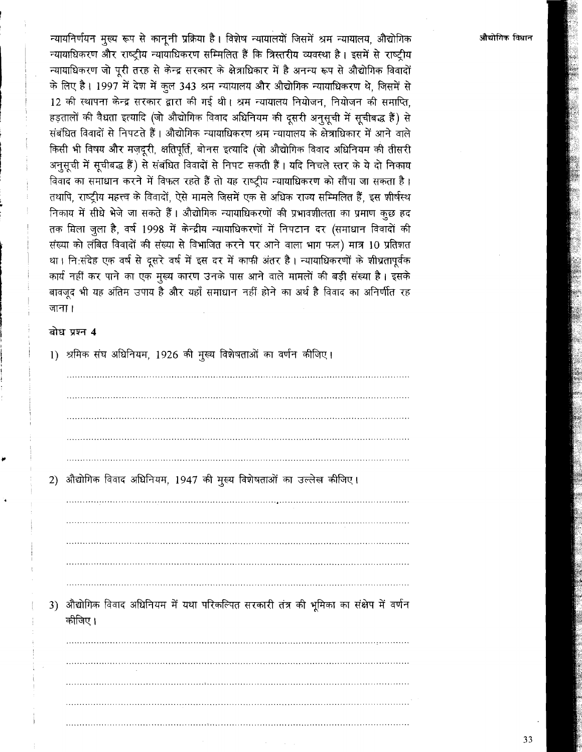न्यायनिर्णयन मुख्य रूप से कानूनी प्रक्रिया है। विशेष न्यायालयों जिसमें श्रम न्यायालय, औद्योगिक न्यायाधिकरण और राष्ट्रीय न्यायाधिकरण सम्मिलित हैं कि त्रिस्तरीय व्यवस्था है। इसमें से राष्ट्रीय न्यायाधिकरण जो पूरी तरह से केन्द्र सरकार के क्षेत्राधिकार में है अनन्य रूप से औद्योगिक विवादों के लिए है। 1997 में देश में कुल 343 श्रम न्यायालय और औद्योगिक न्यायाधिकरण थे, जिसमें से 12 की स्थापना केन्द्र सरकार द्वारा की गई थी। श्रम न्यायालय नियोजन, नियोजन की समाप्ति, हड़तालों की वैधता इत्यादि (जो औद्योगिक विवाद अधिनियम की दूसरी अनुसूची में सूचीबद्ध हैं) से संबंधित विवादों से निपटते हैं। औद्योगिक न्यायाधिकरण श्रम न्यायालय के क्षेत्राधिकार में आने वाले किसी भी विषय और मज़दूरी, क्षतिपूर्ति, बोनस इत्यादि (जो औद्योगिक विवाद अधिनियम की तीसरी अनुसूची में सूचीबद्ध हैं) से संबंधित विवादों से निपट सकती हैं। यदि निचले स्तर के ये दो निकाय विवाद का समाधान करने में विफल रहते हैं तो यह राष्ट्रीय न्यायाधिकरण को सौंपा जा सकता है। तथापि, राष्ट्रीय महत्त्व के विवादों, ऐसे मामले जिसमें एक से अधिक राज्य सम्मिलित हैं, इस शीर्षस्थ निकाय में सीधे भेजे जा सकते हैं। औद्योगिक न्यायाधिकरणों की प्रभावशीलता का प्रमाण कुछ हद तक मिला जुला है, वर्ष 1998 में केन्द्रीय न्यायाधिकरणों में निपटान दर (समाधान विवादों की संख्या को लंबित विवादों की संख्या से विभाजित करने पर आने वाला भाग फल) मात्र 10 प्रतिशत था। नि:संदेह एक वर्ष से दूसरे वर्ष में इस दर में काफी अंतर है। न्यायाधिकरणों के शीघ्रतापूर्वक कार्य नहीं कर पाने का एक मुख्य कारण उनके पास आने वाले मामलों की बड़ी संख्या है। इसके बावजूद भी यह अंतिम उपाय है और यहाँ समाधान नहीं होने का अर्थ है विवाद का अनिर्णीत रह जाना।

**बोध प्रश्न 4**

1) श्रमिक संघ अधिनियम, 1926 की मुख्य विशेषताओं का वर्णन कीजिए।

.....................................................................................................................

.....................................................................................................................

.....................................................................................................................

.....................................................................................................................

.....................................................................................................................

2) औद्योगिक विवाद अधिनियम, 1947 की मुख्य विशेषताओं का उल्लेख कीजिए।

.....................................................................................................................

.....................................................................................................................

.....................................................................................................................

.....................................................................................................................

.....................................................................................................................

3) औद्योगिक विवाद अधिनियम में यथा परिकल्पित सरकारी तंत्र की भूमिका का संक्षेप में वर्णन कीजिए।

.....................................................................................................................

.....................................................................................................................

.....................................................................................................................

.....................................................................................................................

.....................................................................................................................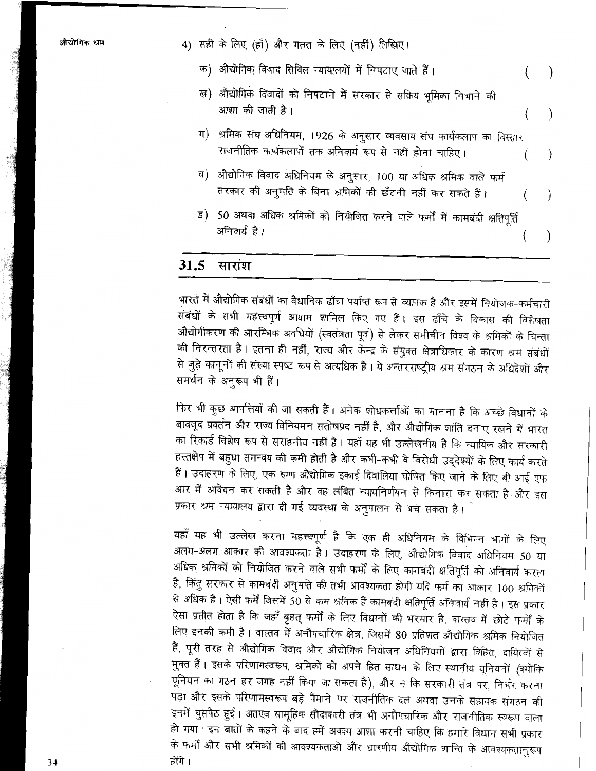4) सही के लिए (हाँ) और गलत के लिए (नहीं) लिखिए।

क) औद्योगिक विवाद सिविल न्यायालयों में निपटाए जाते हैं। ( )

ख) औद्योगिक विवादों को निपटाने में सरकार से सक्रिय भूमिका निभाने की आशा की जाती है। ( )

ग) श्रमिक संघ अधिनियम, 1926 के अनुसार व्यवसाय संघ कार्यकलाप का विस्तार राजनीतिक कार्यकलापों तक अनिवार्य रूप से नहीं होना चाहिए। ( )

घ) औद्योगिक विवाद अधिनियम के अनुसार, 100 या अधिक श्रमिक वाले फर्म सरकार की अनुमति के बिना श्रमिकों की छँटनी नहीं कर सकते हैं। ( )

ङ) 50 अथवा अधिक श्रमिकों को नियोजित करने वाले फर्मों में कामबंदी क्षतिपूर्ति अनिवार्य है। ( )

## 31.5 सारांश

भारत में औद्योगिक संबंधों का वैधानिक ढाँचा पर्याप्त रूप से व्यापक है और इसमें नियोजक-कर्मचारी संबंधों के सभी महत्त्वपूर्ण आयाम शामिल किए गए हैं। इस ढाँचे के विकास की विशेषता औद्योगीकरण की आरम्भिक अवधियों (स्वतंत्रता पूर्व) से लेकर समीचीन विश्व के श्रमिकों के चिन्ता की निरन्तरता है। इतना ही नहीं, राज्य और केन्द्र के संयुक्त क्षेत्राधिकार के कारण श्रम संबंधों से जुड़े कानूनों की संख्या स्पष्ट रूप से अत्यधिक है। ये अन्तरराष्ट्रीय श्रम संगठन के अधिदेशों और समर्थन के अनुरूप भी हैं।

फिर भी कुछ आपत्तियाँ की जा सकती हैं। अनेक शोधकर्त्ताओं का मानना है कि अच्छे विधानों के बावजूद प्रवर्तन और राज्य विनियमन संतोषप्रद नहीं है, और औद्योगिक शांति बनाए रखने में भारत का रिकार्ड विशेष रूप से सराहनीय नहीं है। यहाँ यह भी उल्लेखनीय है कि न्यायिक और सरकारी हस्तक्षेप में बहुधा समन्वय की कमी होती है और कभी-कभी वे विरोधी उद्देश्यों के लिए कार्य करते हैं। उदाहरण के लिए, एक रुग्ण औद्योगिक इकाई दिवालिया घोषित किए जाने के लिए बी आई एफ आर में आवेदन कर सकती है और वह लंबित न्यायनिर्णयन से किनारा कर सकता है और इस प्रकार श्रम न्यायालय द्वारा दी गई व्यवस्था के अनुपालन से बच सकता है।

यहाँ यह भी उल्लेख करना महत्त्वपूर्ण है कि एक ही अधिनियम के विभिन्न भागों के लिए अलग-अलग आकार की आवश्यकता है। उदाहरण के लिए, औद्योगिक विवाद अधिनियम 50 या अधिक श्रमिकों को नियोजित करने वाले सभी फर्मों के लिए कामबंदी क्षतिपूर्ति को अनिवार्य करता है, किंतु सरकार से कामबंदी अनुमति की तभी आवश्यकता होगी यदि फर्म का आकार 100 श्रमिकों से अधिक है। ऐसी फर्में जिसमें 50 से कम श्रमिक हैं कामबंदी क्षतिपूर्ति अनिवार्य नहीं है। इस प्रकार ऐसा प्रतीत होता है कि जहाँ बृहत् फर्मों के लिए विधानों की भरमार है, वास्तव में छोटे फर्मों के लिए इनकी कमी है। वास्तव में अनौपचारिक क्षेत्र, जिसमें 80 प्रतिशत औद्योगिक श्रमिक नियोजित हैं, पूरी तरह से औद्योगिक विवाद और औद्योगिक नियोजन अधिनियमों द्वारा विहित, दायित्वों से मुक्त हैं। इसके परिणामस्वरूप, श्रमिकों को अपने हित साधन के लिए स्थानीय यूनियनों (क्योंकि यूनियन का गठन हर जगह नहीं किया जा सकता है), और न कि सरकारी तंत्र पर, निर्भर करना पड़ा और इसके परिणामस्वरूप बड़े पैमाने पर राजनीतिक दल अथवा उनके सहायक संगठन की इनमें घुसपैठ हुई। अतएव सामूहिक सौदाकारी तंत्र भी अनौपचारिक और राजनीतिक स्वरूप वाला हो गया। इन बातों के कहने के बाद हमें अवश्य आशा करनी चाहिए कि हमारे विधान सभी प्रकार के फर्मों और सभी श्रमिकों की आवश्यकताओं और धारणीय औद्योगिक शान्ति के आवश्यकतानुरूप होंगे।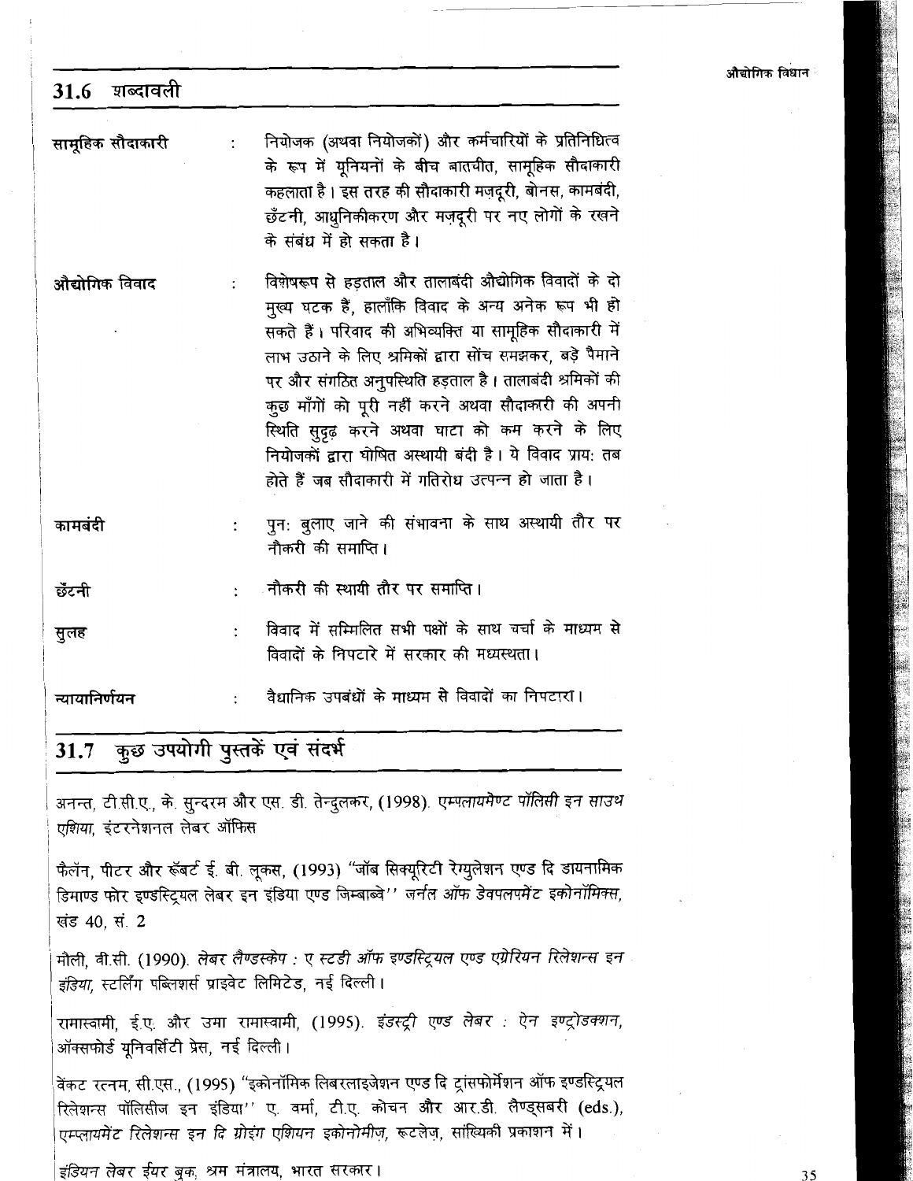## 31.6 शब्दावली

**सामूहिक सौदाकारी** : नियोजक (अथवा नियोजकों) और कर्मचारियों के प्रतिनिधित्व के रूप में यूनियनों के बीच बातचीत, सामूहिक सौदाकारी कहलाता है। इस तरह की सौदाकारी मज़दूरी, बोनस, कामबंदी, छँटनी, आधुनिकीकरण और मज़दूरी पर नए लोगों के रखने के संबंध में हो सकता है।

**औद्योगिक विवाद** : विशेषरूप से हड़ताल और तालाबंदी औद्योगिक विवादों के दो मुख्य घटक हैं, हालाँकि विवाद के अन्य अनेक रूप भी हो सकते हैं। परिवाद की अभिव्यक्ति या सामूहिक सौदाकारी में लाभ उठाने के लिए श्रमिकों द्वारा सोंच समझकर, बड़े पैमाने पर और संगठित अनुपस्थिति हड़ताल है। तालाबंदी श्रमिकों की कुछ माँगों को पूरी नहीं करने अथवा सौदाकारी की अपनी स्थिति सुदृढ़ करने अथवा घाटा को कम करने के लिए नियोजकों द्वारा घोषित अस्थायी बंदी है। ये विवाद प्रायः तब होते हैं जब सौदाकारी में गतिरोध उत्पन्न हो जाता है।

**कामबंदी** : पुनः बुलाए जाने की संभावना के साथ अस्थायी तौर पर नौकरी की समाप्ति।

**छँटनी** : नौकरी की स्थायी तौर पर समाप्ति।

**सुलह** : विवाद में सम्मिलित सभी पक्षों के साथ चर्चा के माध्यम से विवादों के निपटारे में सरकार की मध्यस्थता।

**न्यायानिर्णयन** : वैधानिक उपबंधों के माध्यम से विवादों का निपटारा।

## 31.7 कुछ उपयोगी पुस्तकें एवं संदर्भ

अनन्त, टी.सी.ए., के. सुन्दरम और एस. डी. तेन्दुलकर, (1998). *एम्पलायमेंण्ट पॉलिसी इन साउथ एशिया*, इंटरनेशनल लेबर ऑफिस

फैलॅन, पीटर और रॅबर्ट ई. बी. लूकस, (1993) "जॉब सिक्यूरिटी रेग्युलेशन एण्ड दि डायनामिक डिमाण्ड फोर इण्डस्ट्रियल लेबर इन इंडिया एण्ड जिम्बाब्वे" *जर्नल ऑफ डेवलपमेंट इकोनॉमिक्स*, खंड 40, सं. 2

मौली, वी.सी. (1990). *लेबर लैण्डस्केप : ए स्टडी ऑफ इण्डस्ट्रियल एण्ड एग्रेरियन रिलेशन्स इन इंडिया*, स्टर्लिंग पब्लिशर्स प्राइवेट लिमिटेड, नई दिल्ली।

रामास्वामी, ई.ए. और उमा रामास्वामी, (1995). *इंडस्ट्री एण्ड लेबर : ऐन इण्ट्रोडक्शन*, ऑक्सफोर्ड यूनिवर्सिटी प्रेस, नई दिल्ली।

वेंकट रत्नम, सी.एस., (1995) "इकोनॉमिक लिबरलाइजेशन एण्ड दि ट्रांसफोर्मेशन ऑफ इण्डस्ट्रियल रिलेशन्स पॉलिसीज इन इंडिया" ए. वर्मा, टी.ए. कोचन और आर.डी. लैण्ड्सबरी (eds.), *एम्प्लायमेंट रिलेशन्स इन दि ग्रोइंग एशियन इकोनोमीज़*, रूटलेज़, सांख्यिकी प्रकाशन में।

*इंडियन लेबर ईयर बुक*, श्रम मंत्रालय, भारत सरकार।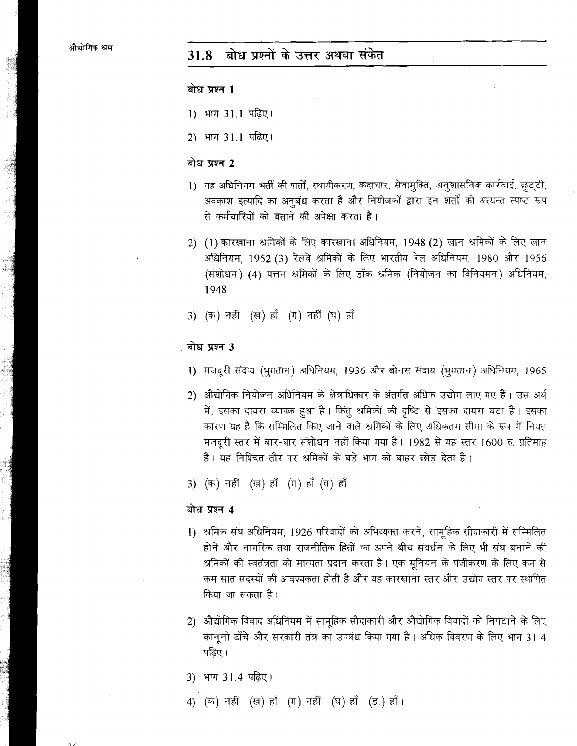## 31.8 बोध प्रश्नों के उत्तर अथवा संकेत

### बोध प्रश्न 1

1) भाग 31.1 पढ़िए।
2) भाग 31.1 पढ़िए।

### बोध प्रश्न 2

1) यह अधिनियम भर्ती की शर्तों, स्थायीकरण, कदाचार, सेवामुक्ति, अनुशासनिक कार्रवाई, छुट्टी, अवकाश इत्यादि का अनुबंध करता है और नियोजकों द्वारा इन शर्तों को अत्यन्त स्पष्ट रूप से कर्मचारियों को बताने की अपेक्षा करता है।

2) (1) कारखाना श्रमिकों के लिए कारखाना अधिनियम, 1948 (2) खान श्रमिकों के लिए खान अधिनियम, 1952 (3) रेलवे श्रमिकों के लिए भारतीय रेल अधिनियम, 1980 और 1956 (संशोधन) (4) पत्तन श्रमिकों के लिए डॉक श्रमिक (नियोजन का विनियमन) अधिनियम, 1948

3) (क) नहीं (ख) हाँ (ग) नहीं (घ) हाँ

### बोध प्रश्न 3

1) मज़दूरी संदाय (भुगतान) अधिनियम, 1936 और बोनस संदाय (भुगतान) अधिनियम, 1965

2) औद्योगिक नियोजन अधिनियम के क्षेत्राधिकार के अंतर्गत अधिक उद्योग लाए गए हैं। उस अर्थ में, इसका दायरा व्यापक हुआ है। किंतु श्रमिकों की दृष्टि से इसका दायरा घटा है। इसका कारण यह है कि सम्मिलित किए जाने वाले श्रमिकों के लिए अधिकतम सीमा के रूप में नियत मज़दूरी स्तर में बार-बार संशोधन नहीं किया गया है। 1982 से यह स्तर 1600 रु. प्रतिमाह है। यह निश्चित तौर पर श्रमिकों के बड़े भाग को बाहर छोड़ देता है।

3) (क) नहीं (ख) हाँ (ग) हाँ (घ) हाँ

### बोध प्रश्न 4

1) श्रमिक संघ अधिनियम, 1926 परिवादों को अभिव्यक्त करने, सामूहिक सौदाकारी में सम्मिलित होने और नागरिक तथा राजनीतिक हितों का अपने बीच संवर्धन के लिए भी संघ बनाने की श्रमिकों की स्वतंत्रता को मान्यता प्रदान करता है। एक यूनियन के पंजीकरण के लिए कम से कम सात सदस्यों की आवश्यकता होती है और यह कारखाना स्तर और उद्योग स्तर पर स्थापित किया जा सकता है।

2) औद्योगिक विवाद अधिनियम में सामूहिक सौदाकारी और औद्योगिक विवादों को निपटाने के लिए कानूनी ढाँचे और सरकारी तंत्र का उपबंध किया गया है। अधिक विवरण के लिए भाग 31.4 पढ़िए।

3) भाग 31.4 पढ़िए।

4) (क) नहीं (ख) हाँ (ग) नहीं (घ) हाँ (ड.) हाँ।